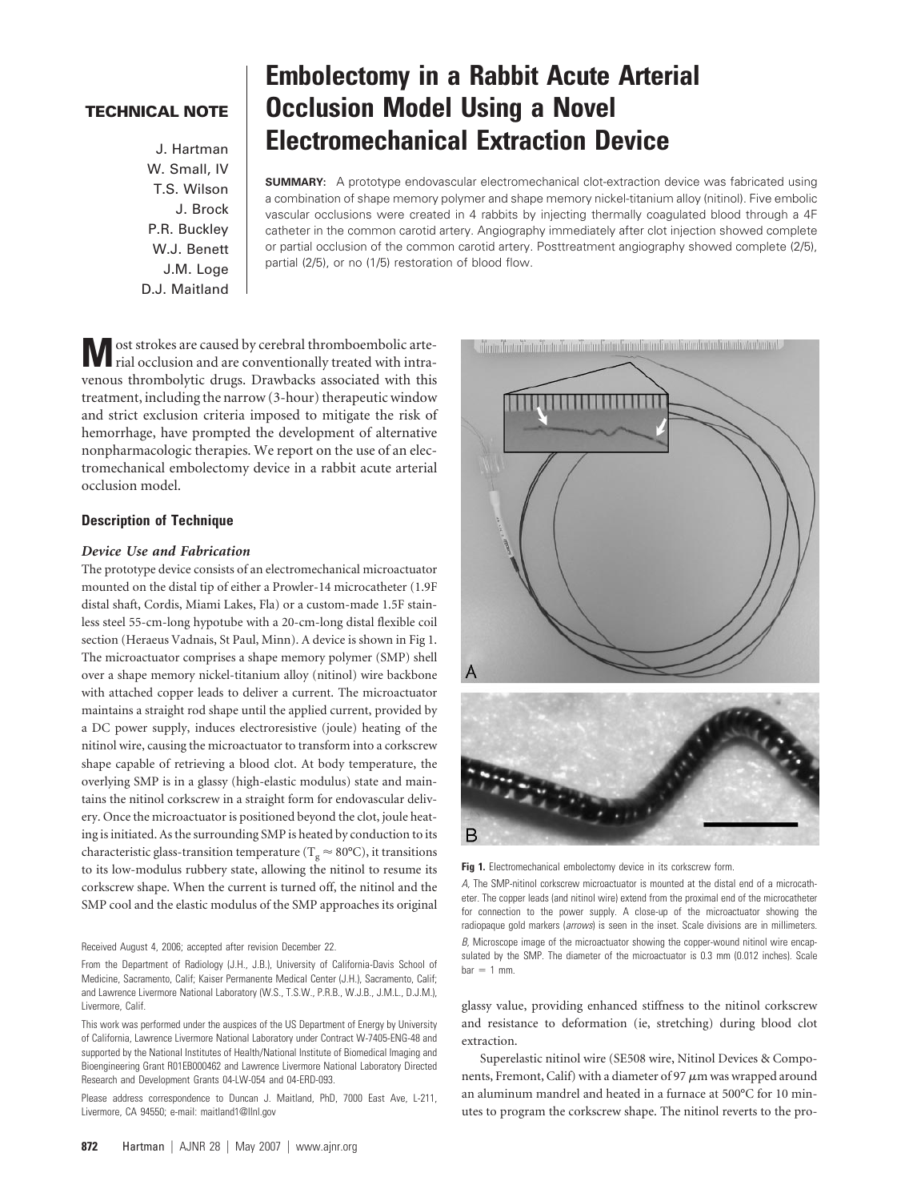**TECHNICAL NOTE**

J. Hartman
W. Small, IV
T.S. Wilson
J. Brock
P.R. Buckley
W.J. Benett
J.M. Loge
D.J. Maitland

# Embolectomy in a Rabbit Acute Arterial Occlusion Model Using a Novel Electromechanical Extraction Device

**SUMMARY:** A prototype endovascular electromechanical clot-extraction device was fabricated using a combination of shape memory polymer and shape memory nickel-titanium alloy (nitinol). Five embolic vascular occlusions were created in 4 rabbits by injecting thermally coagulated blood through a 4F catheter in the common carotid artery. Angiography immediately after clot injection showed complete or partial occlusion of the common carotid artery. Posttreatment angiography showed complete (2/5), partial (2/5), or no (1/5) restoration of blood flow.

Most strokes are caused by cerebral thromboembolic arterial occlusion and are conventionally treated with intravenous thrombolytic drugs. Drawbacks associated with this treatment, including the narrow (3-hour) therapeutic window and strict exclusion criteria imposed to mitigate the risk of hemorrhage, have prompted the development of alternative nonpharmacologic therapies. We report on the use of an electromechanical embolectomy device in a rabbit acute arterial occlusion model.

## Description of Technique

### *Device Use and Fabrication*

The prototype device consists of an electromechanical microactuator mounted on the distal tip of either a Prowler-14 microcatheter (1.9F distal shaft, Cordis, Miami Lakes, Fla) or a custom-made 1.5F stainless steel 55-cm-long hypotube with a 20-cm-long distal flexible coil section (Heraeus Vadnais, St Paul, Minn). A device is shown in Fig 1. The microactuator comprises a shape memory polymer (SMP) shell over a shape memory nickel-titanium alloy (nitinol) wire backbone with attached copper leads to deliver a current. The microactuator maintains a straight rod shape until the applied current, provided by a DC power supply, induces electroresistive (joule) heating of the nitinol wire, causing the microactuator to transform into a corkscrew shape capable of retrieving a blood clot. At body temperature, the overlying SMP is in a glassy (high-elastic modulus) state and maintains the nitinol corkscrew in a straight form for endovascular delivery. Once the microactuator is positioned beyond the clot, joule heating is initiated. As the surrounding SMP is heated by conduction to its characteristic glass-transition temperature ($T_g \approx 80°C$), it transitions to its low-modulus rubbery state, allowing the nitinol to resume its corkscrew shape. When the current is turned off, the nitinol and the SMP cool and the elastic modulus of the SMP approaches its original glassy value, providing enhanced stiffness to the nitinol corkscrew and resistance to deformation (ie, stretching) during blood clot extraction.

Superelastic nitinol wire (SE508 wire, Nitinol Devices & Components, Fremont, Calif) with a diameter of 97 $\mu$m was wrapped around an aluminum mandrel and heated in a furnace at 500°C for 10 minutes to program the corkscrew shape. The nitinol reverts to the pro-

**Fig 1.** Electromechanical embolectomy device in its corkscrew form.

*A,* The SMP-nitinol corkscrew microactuator is mounted at the distal end of a microcatheter. The copper leads (and nitinol wire) extend from the proximal end of the microcatheter for connection to the power supply. A close-up of the microactuator showing the radiopaque gold markers (*arrows*) is seen in the inset. Scale divisions are in millimeters.

*B,* Microscope image of the microactuator showing the copper-wound nitinol wire encapsulated by the SMP. The diameter of the microactuator is 0.3 mm (0.012 inches). Scale bar = 1 mm.

Received August 4, 2006; accepted after revision December 22.

From the Department of Radiology (J.H., J.B.), University of California-Davis School of Medicine, Sacramento, Calif; Kaiser Permanente Medical Center (J.H.), Sacramento, Calif; and Lawrence Livermore National Laboratory (W.S., T.S.W., P.R.B., W.J.B., J.M.L., D.J.M.), Livermore, Calif.

This work was performed under the auspices of the US Department of Energy by University of California, Lawrence Livermore National Laboratory under Contract W-7405-ENG-48 and supported by the National Institutes of Health/National Institute of Biomedical Imaging and Bioengineering Grant R01EB000462 and Lawrence Livermore National Laboratory Directed Research and Development Grants 04-LW-054 and 04-ERD-093.

Please address correspondence to Duncan J. Maitland, PhD, 7000 East Ave, L-211, Livermore, CA 94550; e-mail: maitland1@llnl.gov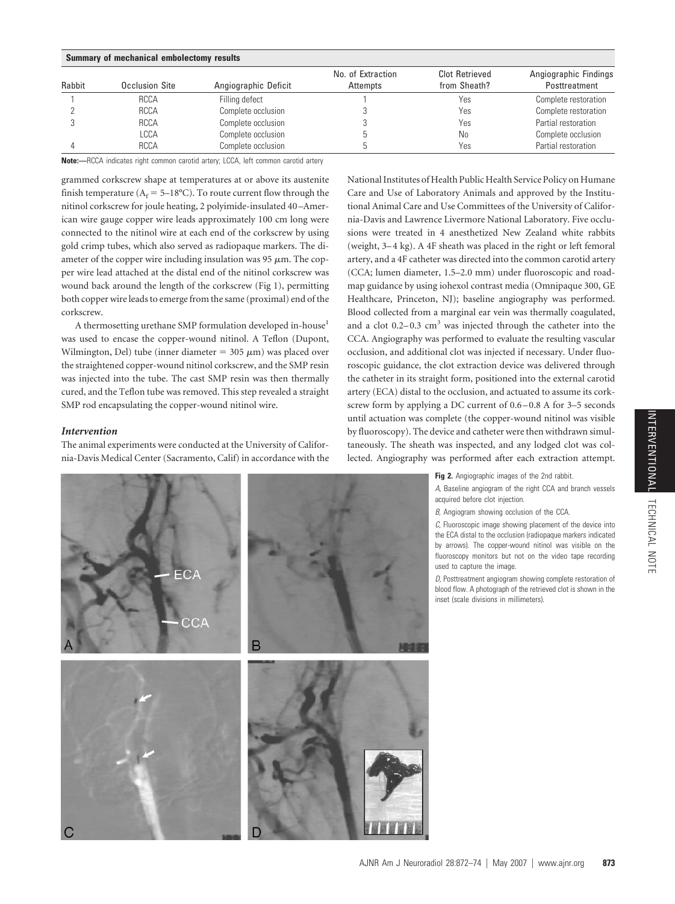**Summary of mechanical embolectomy results**

| Rabbit | Occlusion Site | Angiographic Deficit | No. of Extraction Attempts | Clot Retrieved from Sheath? | Angiographic Findings Posttreatment |
|---|---|---|---|---|---|
| 1 | RCCA | Filling defect | 1 | Yes | Complete restoration |
| 2 | RCCA | Complete occlusion | 3 | Yes | Complete restoration |
| 3 | RCCA | Complete occlusion | 3 | Yes | Partial restoration |
| | LCCA | Complete occlusion | 5 | No | Complete occlusion |
| 4 | RCCA | Complete occlusion | 5 | Yes | Partial restoration |

**Note:**—RCCA indicates right common carotid artery; LCCA, left common carotid artery

grammed corkscrew shape at temperatures at or above its austenite finish temperature ($A_f$ = 5–18°C). To route current flow through the nitinol corkscrew for joule heating, 2 polyimide-insulated 40–American wire gauge copper wire leads approximately 100 cm long were connected to the nitinol wire at each end of the corkscrew by using gold crimp tubes, which also served as radiopaque markers. The diameter of the copper wire including insulation was 95 $\mu$m. The copper wire lead attached at the distal end of the nitinol corkscrew was wound back around the length of the corkscrew (Fig 1), permitting both copper wire leads to emerge from the same (proximal) end of the corkscrew.

A thermosetting urethane SMP formulation developed in-house[1] was used to encase the copper-wound nitinol. A Teflon (Dupont, Wilmington, Del) tube (inner diameter = 305 $\mu$m) was placed over the straightened copper-wound nitinol corkscrew, and the SMP resin was injected into the tube. The cast SMP resin was then thermally cured, and the Teflon tube was removed. This step revealed a straight SMP rod encapsulating the copper-wound nitinol wire.

### *Intervention*

The animal experiments were conducted at the University of California-Davis Medical Center (Sacramento, Calif) in accordance with the National Institutes of Health Public Health Service Policy on Humane Care and Use of Laboratory Animals and approved by the Institutional Animal Care and Use Committees of the University of California-Davis and Lawrence Livermore National Laboratory. Five occlusions were treated in 4 anesthetized New Zealand white rabbits (weight, 3–4 kg). A 4F sheath was placed in the right or left femoral artery, and a 4F catheter was directed into the common carotid artery (CCA; lumen diameter, 1.5–2.0 mm) under fluoroscopic and roadmap guidance by using iohexol contrast media (Omnipaque 300, GE Healthcare, Princeton, NJ); baseline angiography was performed. Blood collected from a marginal ear vein was thermally coagulated, and a clot 0.2–0.3 $cm^3$ was injected through the catheter into the CCA. Angiography was performed to evaluate the resulting vascular occlusion, and additional clot was injected if necessary. Under fluoroscopic guidance, the clot extraction device was delivered through the catheter in its straight form, positioned into the external carotid artery (ECA) distal to the occlusion, and actuated to assume its corkscrew form by applying a DC current of 0.6–0.8 A for 3–5 seconds until actuation was complete (the copper-wound nitinol was visible by fluoroscopy). The device and catheter were then withdrawn simultaneously. The sheath was inspected, and any lodged clot was collected. Angiography was performed after each extraction attempt.

**Fig 2.** Angiographic images of the 2nd rabbit.

*A,* Baseline angiogram of the right CCA and branch vessels acquired before clot injection.

*B,* Angiogram showing occlusion of the CCA.

*C,* Fluoroscopic image showing placement of the device into the ECA distal to the occlusion (radiopaque markers indicated by arrows). The copper-wound nitinol was visible on the fluoroscopy monitors but not on the video tape recording used to capture the image.

*D,* Posttreatment angiogram showing complete restoration of blood flow. A photograph of the retrieved clot is shown in the inset (scale divisions in millimeters).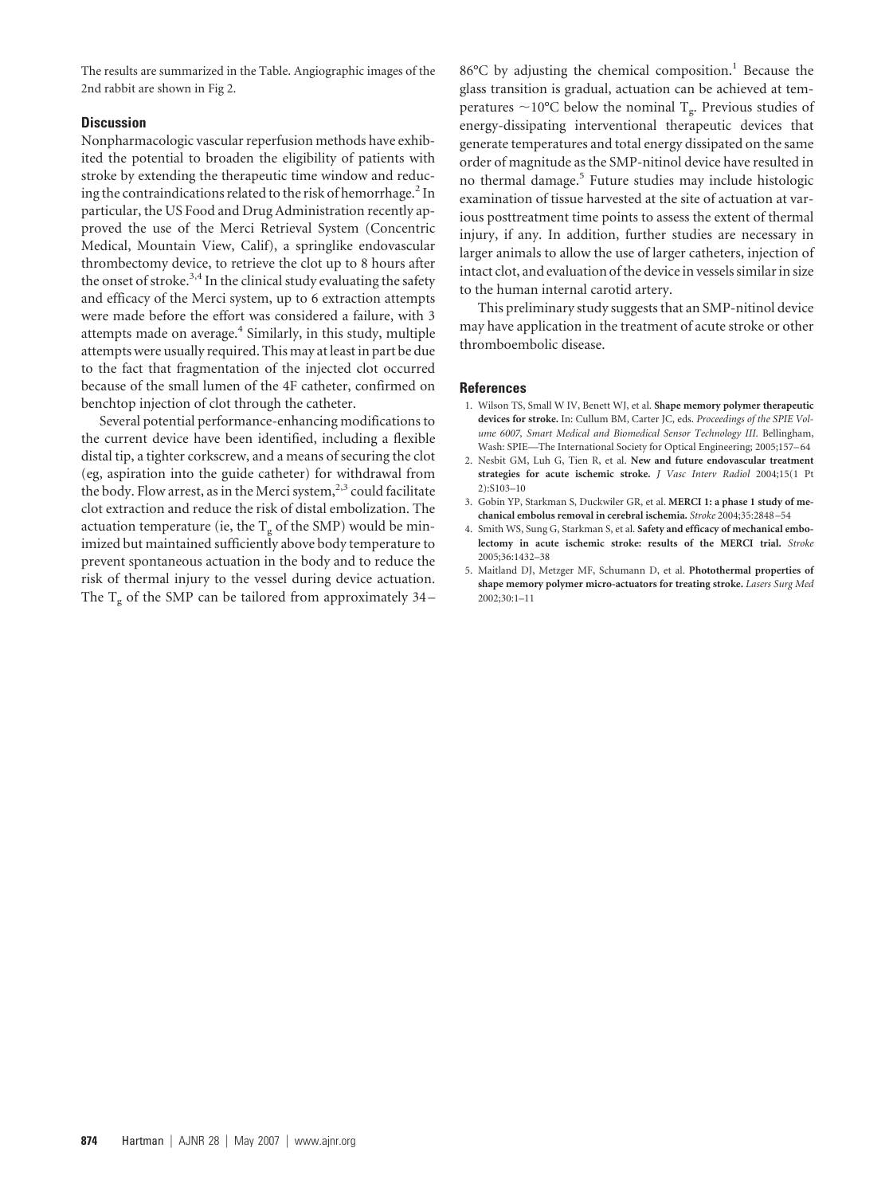The results are summarized in the Table. Angiographic images of the 2nd rabbit are shown in Fig 2.

## Discussion

Nonpharmacologic vascular reperfusion methods have exhibited the potential to broaden the eligibility of patients with stroke by extending the therapeutic time window and reducing the contraindications related to the risk of hemorrhage.[2] In particular, the US Food and Drug Administration recently approved the use of the Merci Retrieval System (Concentric Medical, Mountain View, Calif), a springlike endovascular thrombectomy device, to retrieve the clot up to 8 hours after the onset of stroke.[3,4] In the clinical study evaluating the safety and efficacy of the Merci system, up to 6 extraction attempts were made before the effort was considered a failure, with 3 attempts made on average.[4] Similarly, in this study, multiple attempts were usually required. This may at least in part be due to the fact that fragmentation of the injected clot occurred because of the small lumen of the 4F catheter, confirmed on benchtop injection of clot through the catheter.

Several potential performance-enhancing modifications to the current device have been identified, including a flexible distal tip, a tighter corkscrew, and a means of securing the clot (eg, aspiration into the guide catheter) for withdrawal from the body. Flow arrest, as in the Merci system,[2,3] could facilitate clot extraction and reduce the risk of distal embolization. The actuation temperature (ie, the $T_g$ of the SMP) would be minimized but maintained sufficiently above body temperature to prevent spontaneous actuation in the body and to reduce the risk of thermal injury to the vessel during device actuation. The $T_g$ of the SMP can be tailored from approximately 34–86°C by adjusting the chemical composition.[1] Because the glass transition is gradual, actuation can be achieved at temperatures ~10°C below the nominal $T_g$. Previous studies of energy-dissipating interventional therapeutic devices that generate temperatures and total energy dissipated on the same order of magnitude as the SMP-nitinol device have resulted in no thermal damage.[5] Future studies may include histologic examination of tissue harvested at the site of actuation at various posttreatment time points to assess the extent of thermal injury, if any. In addition, further studies are necessary in larger animals to allow the use of larger catheters, injection of intact clot, and evaluation of the device in vessels similar in size to the human internal carotid artery.

This preliminary study suggests that an SMP-nitinol device may have application in the treatment of acute stroke or other thromboembolic disease.

## References

1. Wilson TS, Small W IV, Benett WJ, et al. **Shape memory polymer therapeutic devices for stroke.** In: Cullum BM, Carter JC, eds. *Proceedings of the SPIE Volume 6007, Smart Medical and Biomedical Sensor Technology III.* Bellingham, Wash: SPIE—The International Society for Optical Engineering; 2005;157–64
2. Nesbit GM, Luh G, Tien R, et al. **New and future endovascular treatment strategies for acute ischemic stroke.** *J Vasc Interv Radiol* 2004;15(1 Pt 2):S103–10
3. Gobin YP, Starkman S, Duckwiler GR, et al. **MERCI 1: a phase 1 study of mechanical embolus removal in cerebral ischemia.** *Stroke* 2004;35:2848–54
4. Smith WS, Sung G, Starkman S, et al. **Safety and efficacy of mechanical embolectomy in acute ischemic stroke: results of the MERCI trial.** *Stroke* 2005;36:1432–38
5. Maitland DJ, Metzger MF, Schumann D, et al. **Photothermal properties of shape memory polymer micro-actuators for treating stroke.** *Lasers Surg Med* 2002;30:1–11